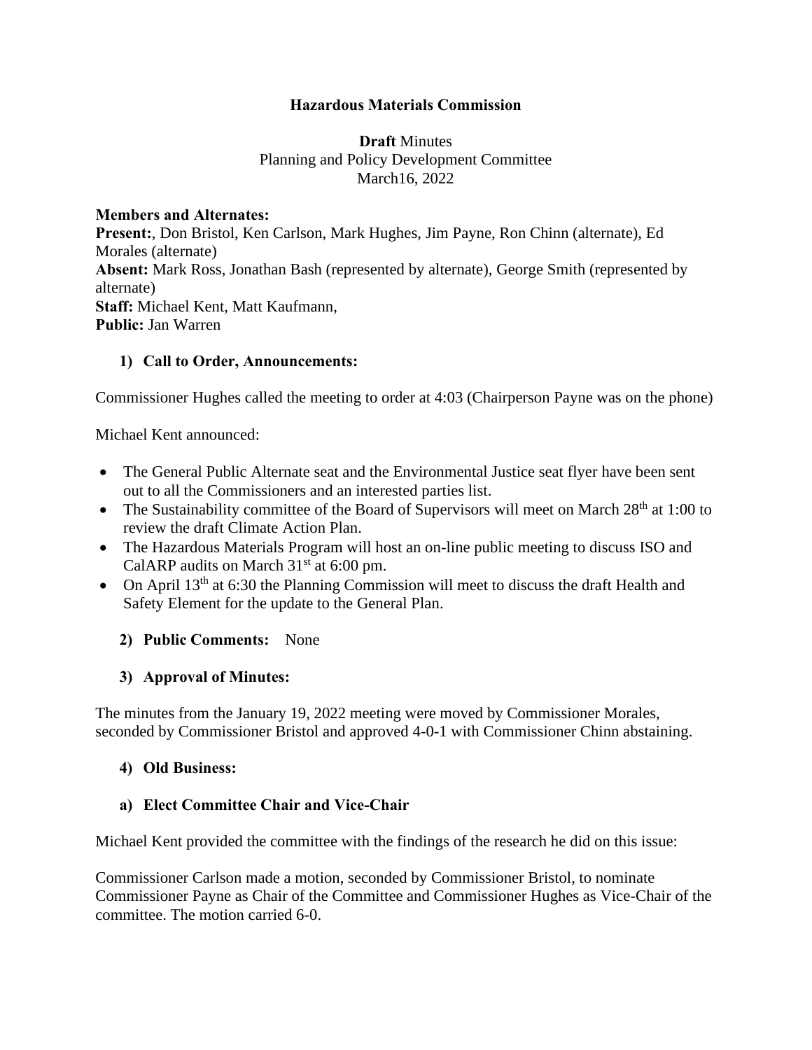**Hazardous Materials Commission**

**Draft** Minutes
Planning and Policy Development Committee
March16, 2022

**Members and Alternates:**
**Present:**, Don Bristol, Ken Carlson, Mark Hughes, Jim Payne, Ron Chinn (alternate), Ed Morales (alternate)
**Absent:** Mark Ross, Jonathan Bash (represented by alternate), George Smith (represented by alternate)
**Staff:** Michael Kent, Matt Kaufmann,
**Public:** Jan Warren

**1) Call to Order, Announcements:**

Commissioner Hughes called the meeting to order at 4:03 (Chairperson Payne was on the phone)

Michael Kent announced:

- The General Public Alternate seat and the Environmental Justice seat flyer have been sent out to all the Commissioners and an interested parties list.
- The Sustainability committee of the Board of Supervisors will meet on March 28th at 1:00 to review the draft Climate Action Plan.
- The Hazardous Materials Program will host an on-line public meeting to discuss ISO and CalARP audits on March 31st at 6:00 pm.
- On April 13th at 6:30 the Planning Commission will meet to discuss the draft Health and Safety Element for the update to the General Plan.

**2) Public Comments:** None

**3) Approval of Minutes:**

The minutes from the January 19, 2022 meeting were moved by Commissioner Morales, seconded by Commissioner Bristol and approved 4-0-1 with Commissioner Chinn abstaining.

**4) Old Business:**

**a) Elect Committee Chair and Vice-Chair**

Michael Kent provided the committee with the findings of the research he did on this issue:

Commissioner Carlson made a motion, seconded by Commissioner Bristol, to nominate Commissioner Payne as Chair of the Committee and Commissioner Hughes as Vice-Chair of the committee. The motion carried 6-0.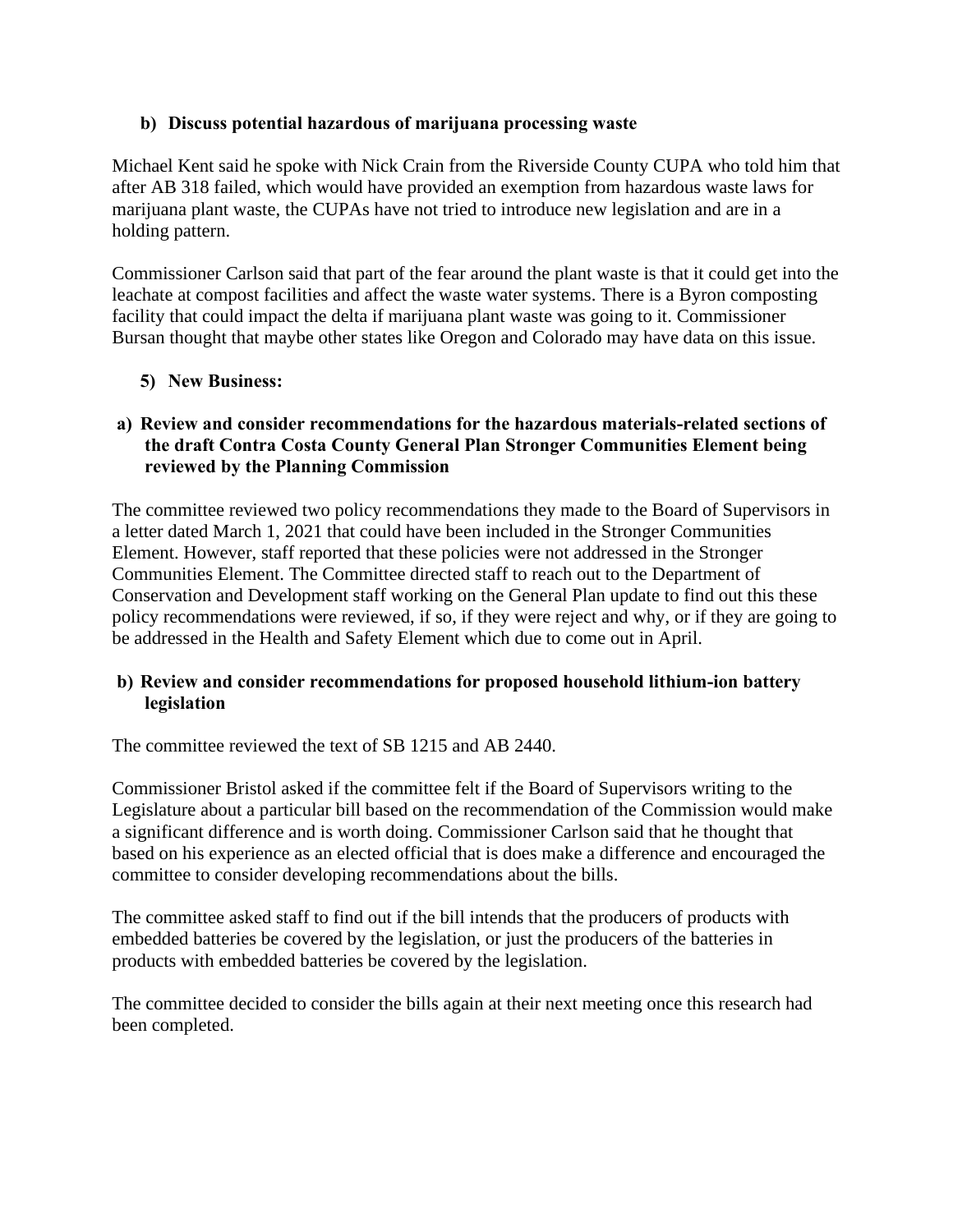**b) Discuss potential hazardous of marijuana processing waste**

Michael Kent said he spoke with Nick Crain from the Riverside County CUPA who told him that after AB 318 failed, which would have provided an exemption from hazardous waste laws for marijuana plant waste, the CUPAs have not tried to introduce new legislation and are in a holding pattern.

Commissioner Carlson said that part of the fear around the plant waste is that it could get into the leachate at compost facilities and affect the waste water systems. There is a Byron composting facility that could impact the delta if marijuana plant waste was going to it. Commissioner Bursan thought that maybe other states like Oregon and Colorado may have data on this issue.

**5) New Business:**

**a) Review and consider recommendations for the hazardous materials-related sections of the draft Contra Costa County General Plan Stronger Communities Element being reviewed by the Planning Commission**

The committee reviewed two policy recommendations they made to the Board of Supervisors in a letter dated March 1, 2021 that could have been included in the Stronger Communities Element. However, staff reported that these policies were not addressed in the Stronger Communities Element. The Committee directed staff to reach out to the Department of Conservation and Development staff working on the General Plan update to find out this these policy recommendations were reviewed, if so, if they were reject and why, or if they are going to be addressed in the Health and Safety Element which due to come out in April.

**b) Review and consider recommendations for proposed household lithium-ion battery legislation**

The committee reviewed the text of SB 1215 and AB 2440.

Commissioner Bristol asked if the committee felt if the Board of Supervisors writing to the Legislature about a particular bill based on the recommendation of the Commission would make a significant difference and is worth doing. Commissioner Carlson said that he thought that based on his experience as an elected official that is does make a difference and encouraged the committee to consider developing recommendations about the bills.

The committee asked staff to find out if the bill intends that the producers of products with embedded batteries be covered by the legislation, or just the producers of the batteries in products with embedded batteries be covered by the legislation.

The committee decided to consider the bills again at their next meeting once this research had been completed.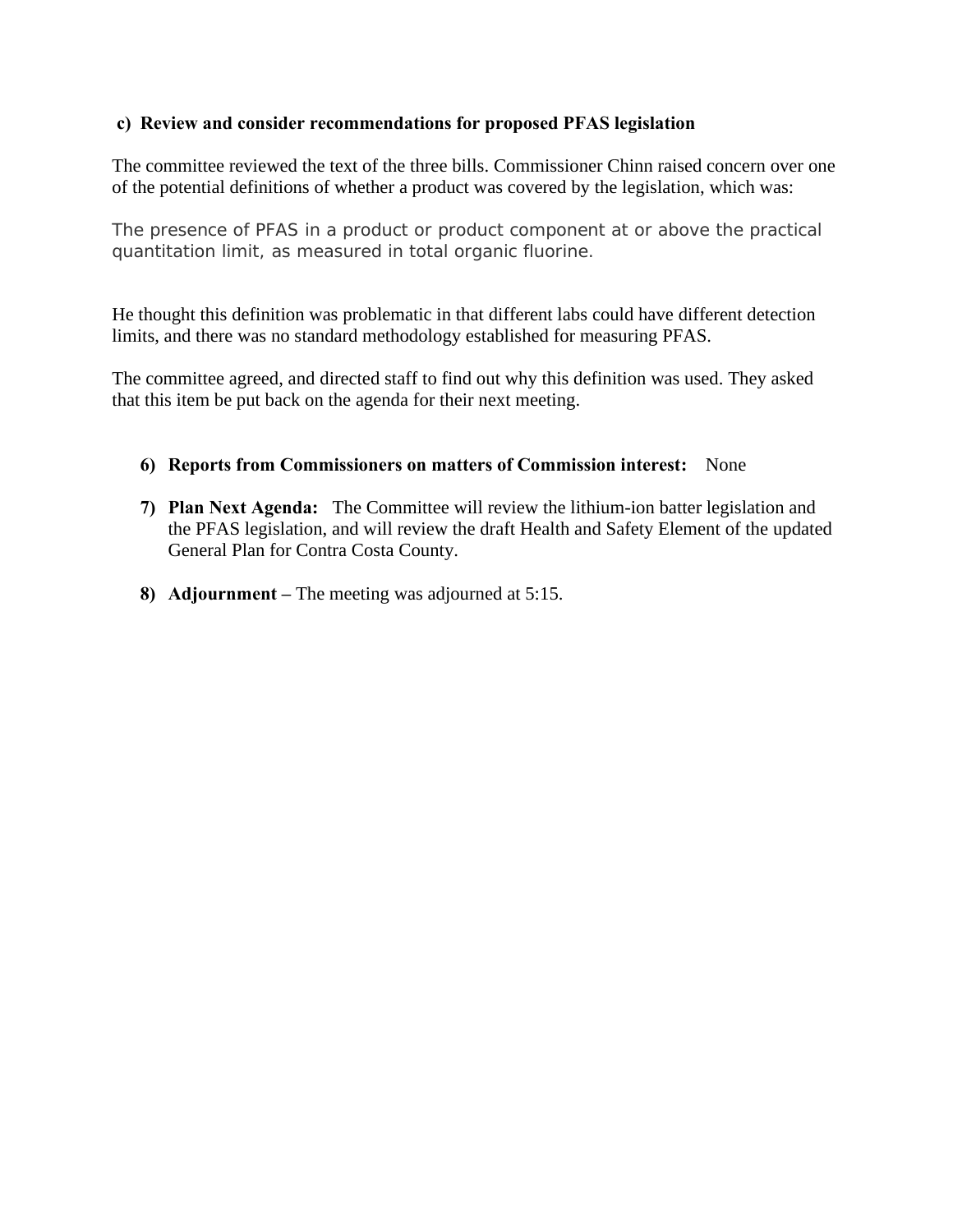**c) Review and consider recommendations for proposed PFAS legislation**

The committee reviewed the text of the three bills. Commissioner Chinn raised concern over one of the potential definitions of whether a product was covered by the legislation, which was:

The presence of PFAS in a product or product component at or above the practical quantitation limit, as measured in total organic fluorine.

He thought this definition was problematic in that different labs could have different detection limits, and there was no standard methodology established for measuring PFAS.

The committee agreed, and directed staff to find out why this definition was used. They asked that this item be put back on the agenda for their next meeting.

6) **Reports from Commissioners on matters of Commission interest:** None

7) **Plan Next Agenda:** The Committee will review the lithium-ion batter legislation and the PFAS legislation, and will review the draft Health and Safety Element of the updated General Plan for Contra Costa County.

8) **Adjournment –** The meeting was adjourned at 5:15.